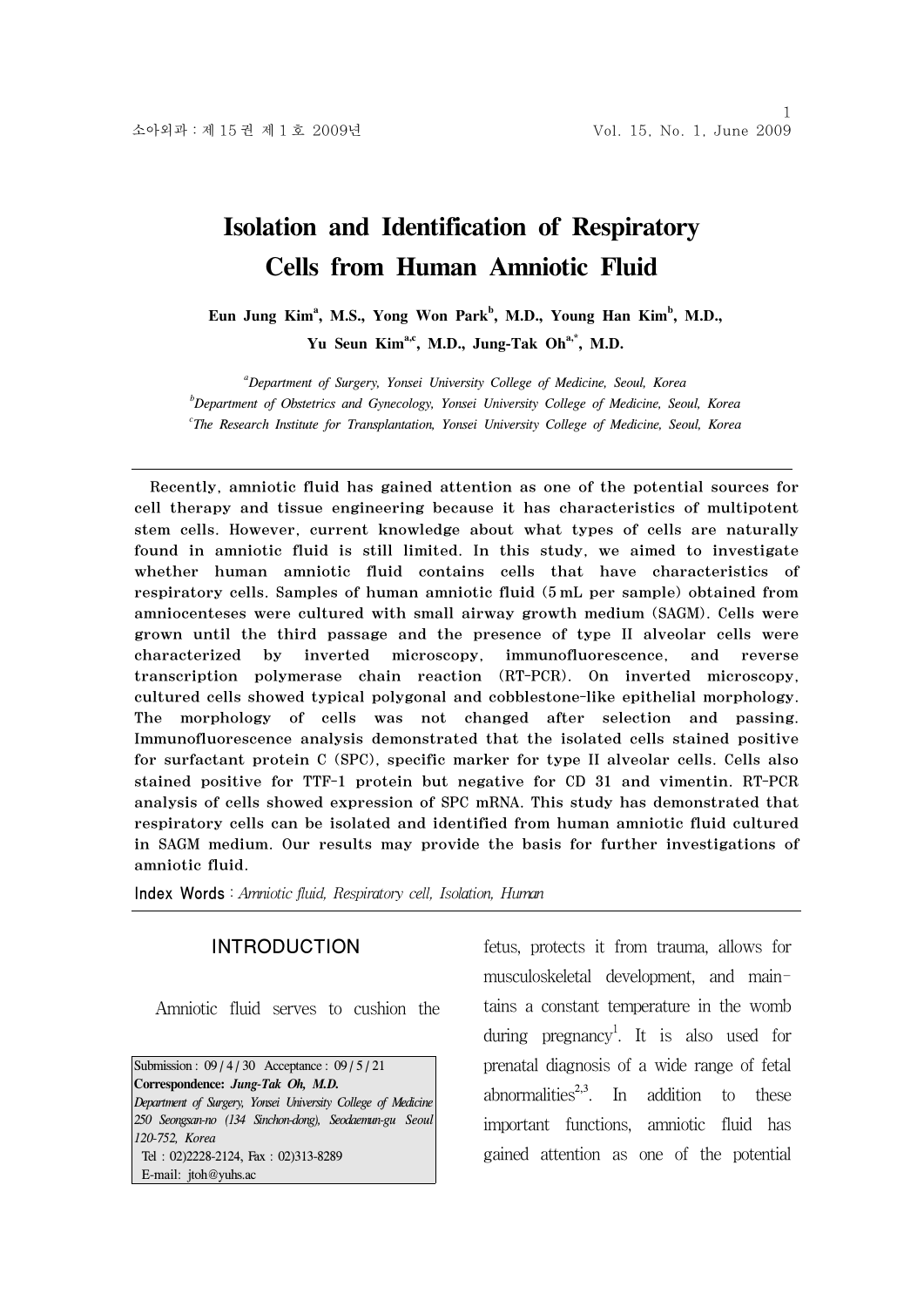// Omitted: running header (journal name/volume/date) and page number.
# Isolation and Identification of Respiratory Cells from Human Amniotic Fluid

**Eun Jung Kim[a], M.S., Yong Won Park[b], M.D., Young Han Kim[b], M.D., Yu Seun Kim[a,c], M.D., Jung-Tak Oh[a,*], M.D.**

*[a]Department of Surgery, Yonsei University College of Medicine, Seoul, Korea*
*[b]Department of Obstetrics and Gynecology, Yonsei University College of Medicine, Seoul, Korea*
*[c]The Research Institute for Transplantation, Yonsei University College of Medicine, Seoul, Korea*

---

Recently, amniotic fluid has gained attention as one of the potential sources for cell therapy and tissue engineering because it has characteristics of multipotent stem cells. However, current knowledge about what types of cells are naturally found in amniotic fluid is still limited. In this study, we aimed to investigate whether human amniotic fluid contains cells that have characteristics of respiratory cells. Samples of human amniotic fluid (5 mL per sample) obtained from amniocenteses were cultured with small airway growth medium (SAGM). Cells were grown until the third passage and the presence of type II alveolar cells were characterized by inverted microscopy, immunofluorescence, and reverse transcription polymerase chain reaction (RT-PCR). On inverted microscopy, cultured cells showed typical polygonal and cobblestone-like epithelial morphology. The morphology of cells was not changed after selection and passing. Immunofluorescence analysis demonstrated that the isolated cells stained positive for surfactant protein C (SPC), specific marker for type II alveolar cells. Cells also stained positive for TTF-1 protein but negative for CD 31 and vimentin. RT-PCR analysis of cells showed expression of SPC mRNA. This study has demonstrated that respiratory cells can be isolated and identified from human amniotic fluid cultured in SAGM medium. Our results may provide the basis for further investigations of amniotic fluid.

**Index Words** : *Amniotic fluid, Respiratory cell, Isolation, Human*

---

## INTRODUCTION

Amniotic fluid serves to cushion the fetus, protects it from trauma, allows for musculoskeletal development, and maintains a constant temperature in the womb during pregnancy[1]. It is also used for prenatal diagnosis of a wide range of fetal abnormalities[2,3]. In addition to these important functions, amniotic fluid has gained attention as one of the potential

Submission : 09 / 4 / 30 Acceptance : 09 / 5 / 21
**Correspondence: *Jung-Tak Oh, M.D.***
*Department of Surgery, Yonsei University College of Medicine 250 Seongsan-no (134 Sinchon-dong), Seodaemun-gu Seoul 120-752, Korea*
Tel : 02)2228-2124, Fax : 02)313-8289
E-mail: jtoh@yuhs.ac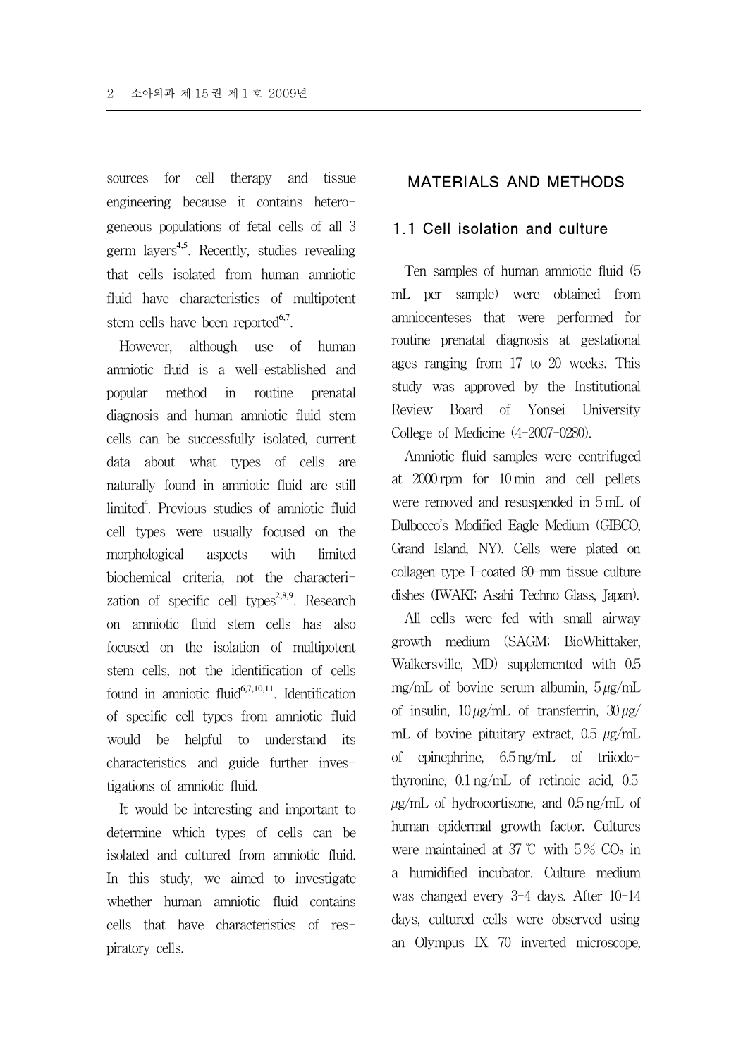sources for cell therapy and tissue engineering because it contains heterogeneous populations of fetal cells of all 3 germ layers[4,5]. Recently, studies revealing that cells isolated from human amniotic fluid have characteristics of multipotent stem cells have been reported[6,7].

However, although use of human amniotic fluid is a well-established and popular method in routine prenatal diagnosis and human amniotic fluid stem cells can be successfully isolated, current data about what types of cells are naturally found in amniotic fluid are still limited[4]. Previous studies of amniotic fluid cell types were usually focused on the morphological aspects with limited biochemical criteria, not the characterization of specific cell types[2,8,9]. Research on amniotic fluid stem cells has also focused on the isolation of multipotent stem cells, not the identification of cells found in amniotic fluid[6,7,10,11]. Identification of specific cell types from amniotic fluid would be helpful to understand its characteristics and guide further investigations of amniotic fluid.

It would be interesting and important to determine which types of cells can be isolated and cultured from amniotic fluid. In this study, we aimed to investigate whether human amniotic fluid contains cells that have characteristics of respiratory cells.

## MATERIALS AND METHODS

### 1.1 Cell isolation and culture

Ten samples of human amniotic fluid (5 mL per sample) were obtained from amniocenteses that were performed for routine prenatal diagnosis at gestational ages ranging from 17 to 20 weeks. This study was approved by the Institutional Review Board of Yonsei University College of Medicine (4-2007-0280).

Amniotic fluid samples were centrifuged at 2000 rpm for 10 min and cell pellets were removed and resuspended in 5 mL of Dulbecco's Modified Eagle Medium (GIBCO, Grand Island, NY). Cells were plated on collagen type I-coated 60-mm tissue culture dishes (IWAKI; Asahi Techno Glass, Japan).

All cells were fed with small airway growth medium (SAGM; BioWhittaker, Walkersville, MD) supplemented with 0.5 mg/mL of bovine serum albumin, 5 μg/mL of insulin, 10 μg/mL of transferrin, 30 μg/mL of bovine pituitary extract, 0.5 μg/mL of epinephrine, 6.5 ng/mL of triiodothyronine, 0.1 ng/mL of retinoic acid, 0.5 μg/mL of hydrocortisone, and 0.5 ng/mL of human epidermal growth factor. Cultures were maintained at 37 ℃ with 5 % $CO_2$ in a humidified incubator. Culture medium was changed every 3-4 days. After 10-14 days, cultured cells were observed using an Olympus IX 70 inverted microscope,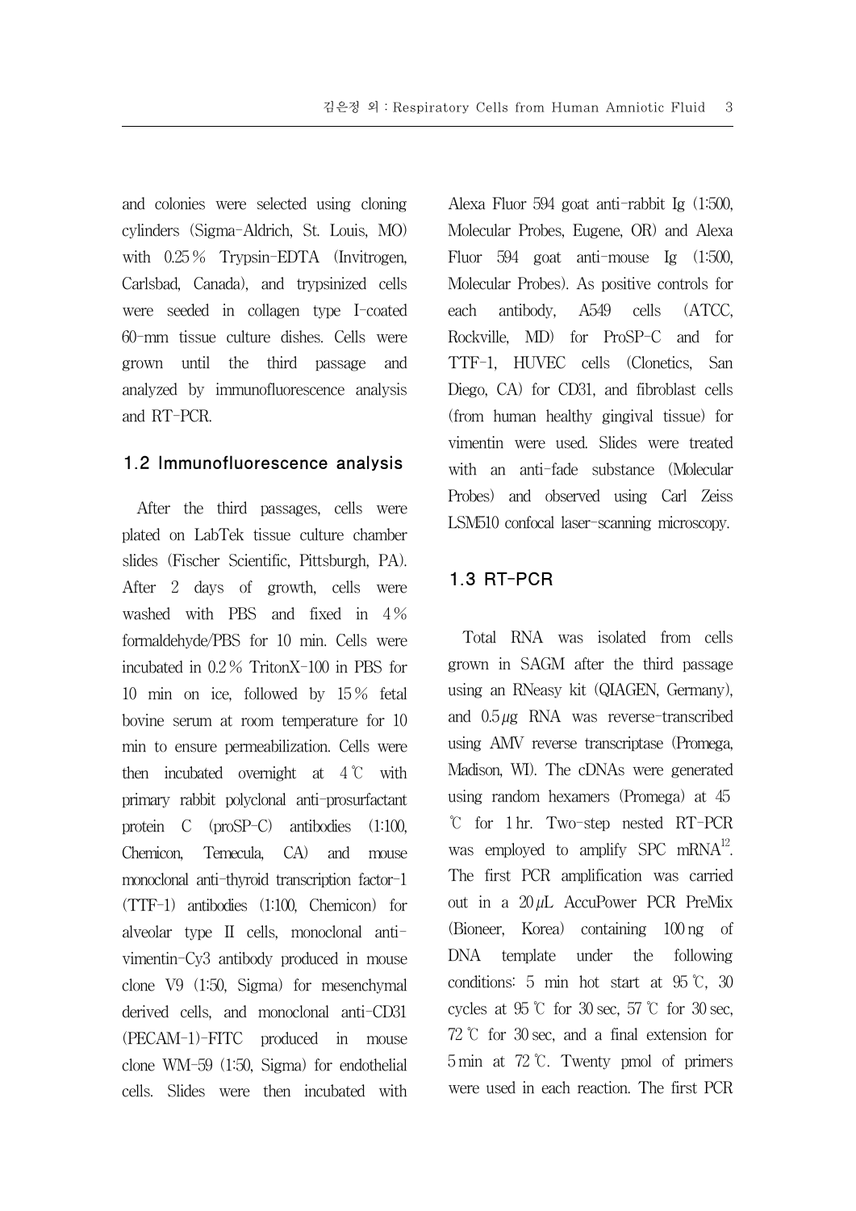and colonies were selected using cloning cylinders (Sigma-Aldrich, St. Louis, MO) with 0.25% Trypsin-EDTA (Invitrogen, Carlsbad, Canada), and trypsinized cells were seeded in collagen type I-coated 60-mm tissue culture dishes. Cells were grown until the third passage and analyzed by immunofluorescence analysis and RT-PCR.

### 1.2 Immunofluorescence analysis

After the third passages, cells were plated on LabTek tissue culture chamber slides (Fischer Scientific, Pittsburgh, PA). After 2 days of growth, cells were washed with PBS and fixed in 4% formaldehyde/PBS for 10 min. Cells were incubated in 0.2% TritonX-100 in PBS for 10 min on ice, followed by 15% fetal bovine serum at room temperature for 10 min to ensure permeabilization. Cells were then incubated overnight at 4℃ with primary rabbit polyclonal anti-prosurfactant protein C (proSP-C) antibodies (1:100, Chemicon, Temecula, CA) and mouse monoclonal anti-thyroid transcription factor-1 (TTF-1) antibodies (1:100, Chemicon) for alveolar type II cells, monoclonal anti-vimentin-Cy3 antibody produced in mouse clone V9 (1:50, Sigma) for mesenchymal derived cells, and monoclonal anti-CD31 (PECAM-1)-FITC produced in mouse clone WM-59 (1:50, Sigma) for endothelial cells. Slides were then incubated with Alexa Fluor 594 goat anti-rabbit Ig (1:500, Molecular Probes, Eugene, OR) and Alexa Fluor 594 goat anti-mouse Ig (1:500, Molecular Probes). As positive controls for each antibody, A549 cells (ATCC, Rockville, MD) for ProSP-C and for TTF-1, HUVEC cells (Clonetics, San Diego, CA) for CD31, and fibroblast cells (from human healthy gingival tissue) for vimentin were used. Slides were treated with an anti-fade substance (Molecular Probes) and observed using Carl Zeiss LSM510 confocal laser-scanning microscopy.

### 1.3 RT-PCR

Total RNA was isolated from cells grown in SAGM after the third passage using an RNeasy kit (QIAGEN, Germany), and 0.5 $\mu$g RNA was reverse-transcribed using AMV reverse transcriptase (Promega, Madison, WI). The cDNAs were generated using random hexamers (Promega) at 45℃ for 1 hr. Two-step nested RT-PCR was employed to amplify SPC mRNA[12]. The first PCR amplification was carried out in a 20 $\mu$L AccuPower PCR PreMix (Bioneer, Korea) containing 100 ng of DNA template under the following conditions: 5 min hot start at 95℃, 30 cycles at 95℃ for 30 sec, 57℃ for 30 sec, 72℃ for 30 sec, and a final extension for 5 min at 72℃. Twenty pmol of primers were used in each reaction. The first PCR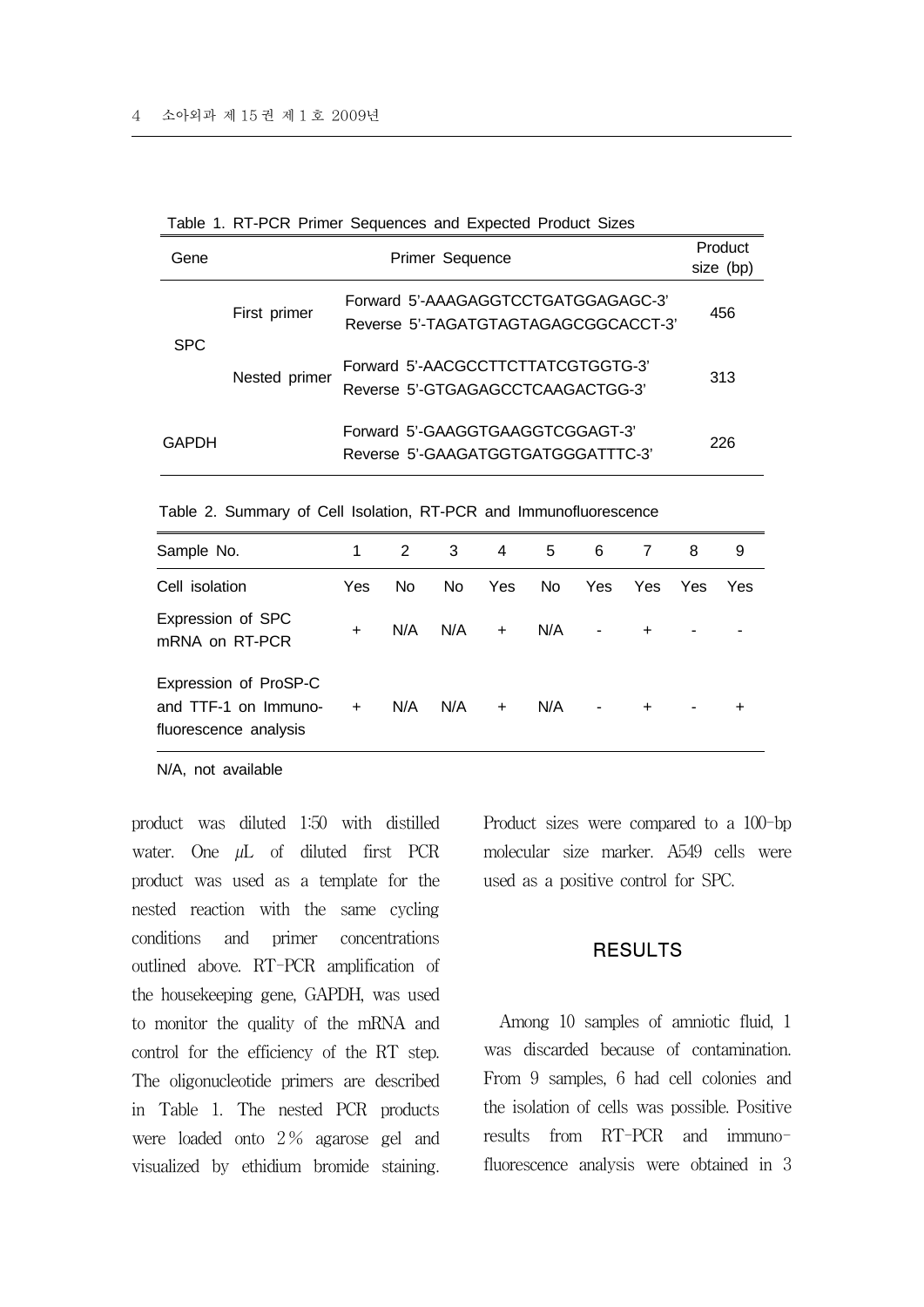Table 1. RT-PCR Primer Sequences and Expected Product Sizes

| Gene | | Primer Sequence | Product size (bp) |
|---|---|---|---|
| SPC | First primer | Forward 5'-AAAGAGGTCCTGATGGAGAGC-3'<br>Reverse 5'-TAGATGTAGTAGAGCGGCACCT-3' | 456 |
| | Nested primer | Forward 5'-AACGCCTTCTTATCGTGGTG-3'<br>Reverse 5'-GTGAGAGCCTCAAGACTGG-3' | 313 |
| GAPDH | | Forward 5'-GAAGGTGAAGGTCGGAGT-3'<br>Reverse 5'-GAAGATGGTGATGGGATTTC-3' | 226 |

Table 2. Summary of Cell Isolation, RT-PCR and Immunofluorescence

| Sample No. | 1 | 2 | 3 | 4 | 5 | 6 | 7 | 8 | 9 |
|---|---|---|---|---|---|---|---|---|---|
| Cell isolation | Yes | No | No | Yes | No | Yes | Yes | Yes | Yes |
| Expression of SPC mRNA on RT-PCR | + | N/A | N/A | + | N/A | - | + | - | - |
| Expression of ProSP-C and TTF-1 on Immuno-fluorescence analysis | + | N/A | N/A | + | N/A | - | + | - | + |

N/A, not available

product was diluted 1:50 with distilled water. One μL of diluted first PCR product was used as a template for the nested reaction with the same cycling conditions and primer concentrations outlined above. RT-PCR amplification of the housekeeping gene, GAPDH, was used to monitor the quality of the mRNA and control for the efficiency of the RT step. The oligonucleotide primers are described in Table 1. The nested PCR products were loaded onto 2% agarose gel and visualized by ethidium bromide staining. Product sizes were compared to a 100-bp molecular size marker. A549 cells were used as a positive control for SPC.

## RESULTS

Among 10 samples of amniotic fluid, 1 was discarded because of contamination. From 9 samples, 6 had cell colonies and the isolation of cells was possible. Positive results from RT-PCR and immuno-fluorescence analysis were obtained in 3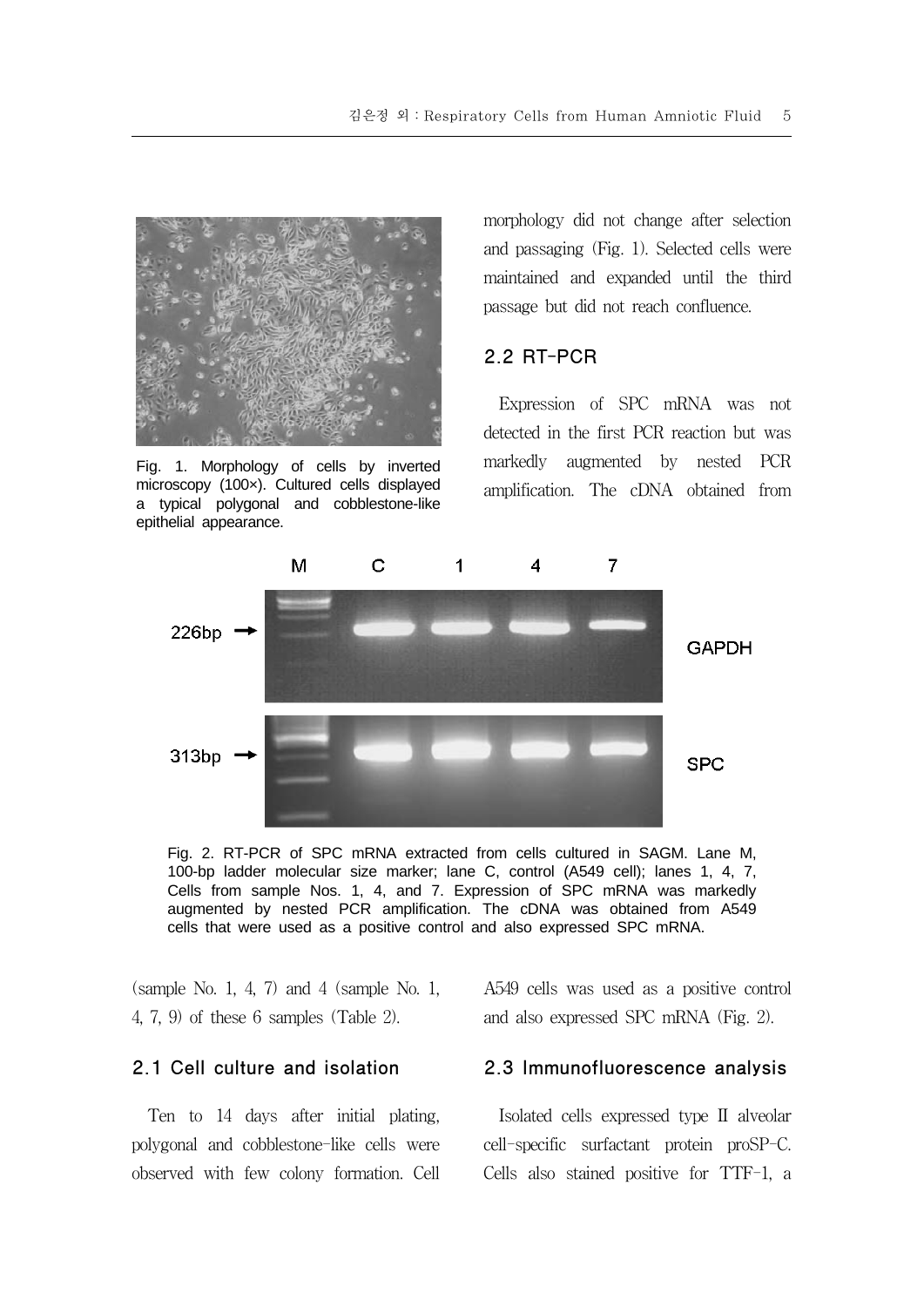Fig. 1. Morphology of cells by inverted microscopy (100×). Cultured cells displayed a typical polygonal and cobblestone-like epithelial appearance.

Fig. 2. RT-PCR of SPC mRNA extracted from cells cultured in SAGM. Lane M, 100-bp ladder molecular size marker; lane C, control (A549 cell); lanes 1, 4, 7, Cells from sample Nos. 1, 4, and 7. Expression of SPC mRNA was markedly augmented by nested PCR amplification. The cDNA was obtained from A549 cells that were used as a positive control and also expressed SPC mRNA.

(sample No. 1, 4, 7) and 4 (sample No. 1, 4, 7, 9) of these 6 samples (Table 2).

### 2.1 Cell culture and isolation

Ten to 14 days after initial plating, polygonal and cobblestone-like cells were observed with few colony formation. Cell morphology did not change after selection and passaging (Fig. 1). Selected cells were maintained and expanded until the third passage but did not reach confluence.

### 2.2 RT-PCR

Expression of SPC mRNA was not detected in the first PCR reaction but was markedly augmented by nested PCR amplification. The cDNA obtained from A549 cells was used as a positive control and also expressed SPC mRNA (Fig. 2).

### 2.3 Immunofluorescence analysis

Isolated cells expressed type II alveolar cell-specific surfactant protein proSP-C. Cells also stained positive for TTF-1, a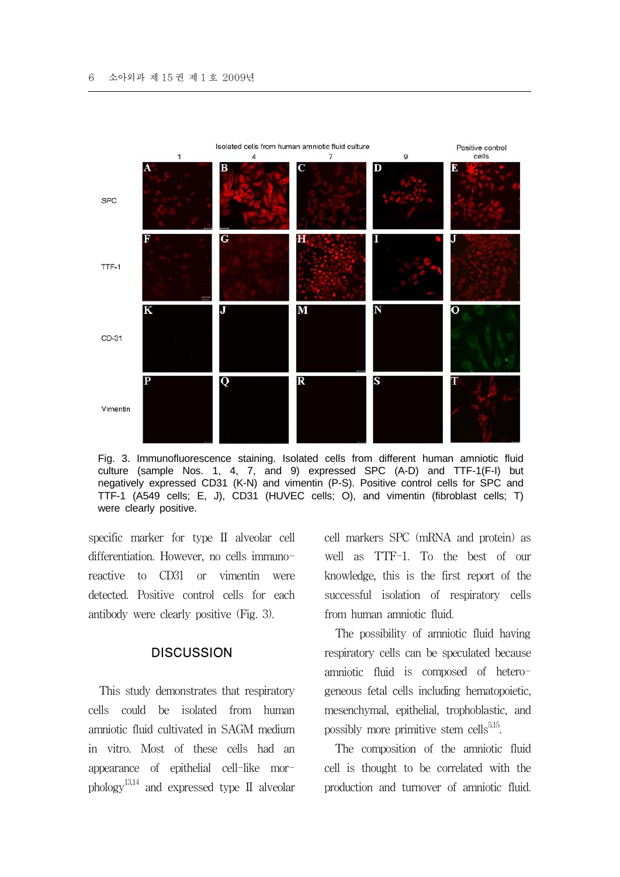Fig. 3. Immunofluorescence staining. Isolated cells from different human amniotic fluid culture (sample Nos. 1, 4, 7, and 9) expressed SPC (A-D) and TTF-1(F-I) but negatively expressed CD31 (K-N) and vimentin (P-S). Positive control cells for SPC and TTF-1 (A549 cells; E, J), CD31 (HUVEC cells; O), and vimentin (fibroblast cells; T) were clearly positive.

specific marker for type II alveolar cell differentiation. However, no cells immunoreactive to CD31 or vimentin were detected. Positive control cells for each antibody were clearly positive (Fig. 3).

## DISCUSSION

This study demonstrates that respiratory cells could be isolated from human amniotic fluid cultivated in SAGM medium in vitro. Most of these cells had an appearance of epithelial cell-like morphology[13,14] and expressed type II alveolar cell markers SPC (mRNA and protein) as well as TTF-1. To the best of our knowledge, this is the first report of the successful isolation of respiratory cells from human amniotic fluid.

The possibility of amniotic fluid having respiratory cells can be speculated because amniotic fluid is composed of heterogeneous fetal cells including hematopoietic, mesenchymal, epithelial, trophoblastic, and possibly more primitive stem cells[5,15].

The composition of the amniotic fluid cell is thought to be correlated with the production and turnover of amniotic fluid.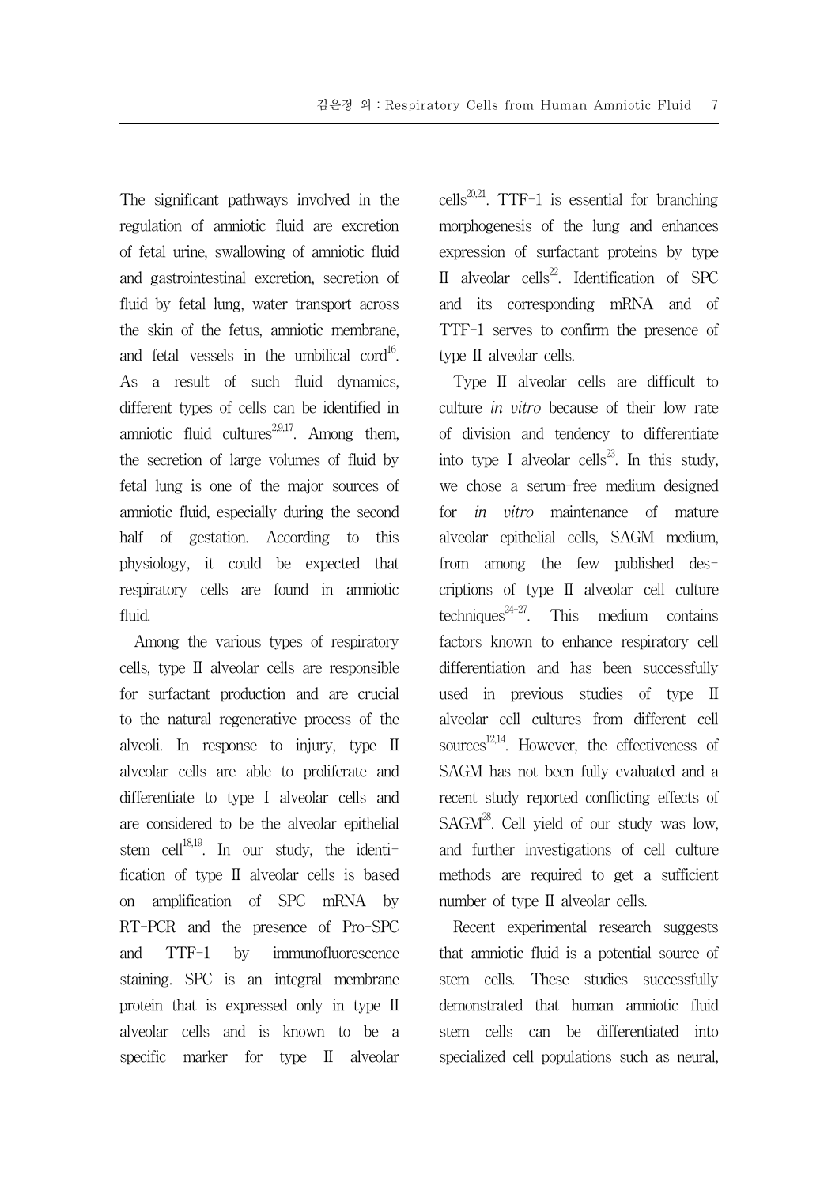The significant pathways involved in the regulation of amniotic fluid are excretion of fetal urine, swallowing of amniotic fluid and gastrointestinal excretion, secretion of fluid by fetal lung, water transport across the skin of the fetus, amniotic membrane, and fetal vessels in the umbilical cord[16]. As a result of such fluid dynamics, different types of cells can be identified in amniotic fluid cultures[2,9,17]. Among them, the secretion of large volumes of fluid by fetal lung is one of the major sources of amniotic fluid, especially during the second half of gestation. According to this physiology, it could be expected that respiratory cells are found in amniotic fluid.

Among the various types of respiratory cells, type II alveolar cells are responsible for surfactant production and are crucial to the natural regenerative process of the alveoli. In response to injury, type II alveolar cells are able to proliferate and differentiate to type I alveolar cells and are considered to be the alveolar epithelial stem cell[18,19]. In our study, the identification of type II alveolar cells is based on amplification of SPC mRNA by RT-PCR and the presence of Pro-SPC and TTF-1 by immunofluorescence staining. SPC is an integral membrane protein that is expressed only in type II alveolar cells and is known to be a specific marker for type II alveolar cells[20,21]. TTF-1 is essential for branching morphogenesis of the lung and enhances expression of surfactant proteins by type II alveolar cells[22]. Identification of SPC and its corresponding mRNA and of TTF-1 serves to confirm the presence of type II alveolar cells.

Type II alveolar cells are difficult to culture *in vitro* because of their low rate of division and tendency to differentiate into type I alveolar cells[23]. In this study, we chose a serum-free medium designed for *in vitro* maintenance of mature alveolar epithelial cells, SAGM medium, from among the few published descriptions of type II alveolar cell culture techniques[24-27]. This medium contains factors known to enhance respiratory cell differentiation and has been successfully used in previous studies of type II alveolar cell cultures from different cell sources[12,14]. However, the effectiveness of SAGM has not been fully evaluated and a recent study reported conflicting effects of SAGM[28]. Cell yield of our study was low, and further investigations of cell culture methods are required to get a sufficient number of type II alveolar cells.

Recent experimental research suggests that amniotic fluid is a potential source of stem cells. These studies successfully demonstrated that human amniotic fluid stem cells can be differentiated into specialized cell populations such as neural,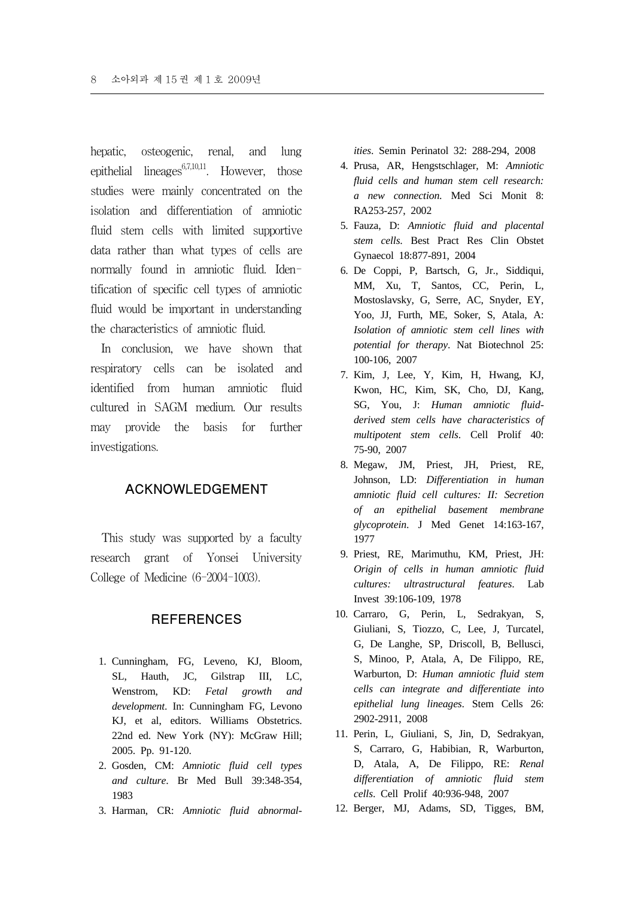hepatic, osteogenic, renal, and lung epithelial lineages[6,7,10,11]. However, those studies were mainly concentrated on the isolation and differentiation of amniotic fluid stem cells with limited supportive data rather than what types of cells are normally found in amniotic fluid. Identification of specific cell types of amniotic fluid would be important in understanding the characteristics of amniotic fluid.

In conclusion, we have shown that respiratory cells can be isolated and identified from human amniotic fluid cultured in SAGM medium. Our results may provide the basis for further investigations.

## ACKNOWLEDGEMENT

This study was supported by a faculty research grant of Yonsei University College of Medicine (6-2004-1003).

## REFERENCES

1. Cunningham, FG, Leveno, KJ, Bloom, SL, Hauth, JC, Gilstrap III, LC, Wenstrom, KD: *Fetal growth and development*. In: Cunningham FG, Levono KJ, et al, editors. Williams Obstetrics. 22nd ed. New York (NY): McGraw Hill; 2005. Pp. 91-120.
2. Gosden, CM: *Amniotic fluid cell types and culture*. Br Med Bull 39:348-354, 1983
3. Harman, CR: *Amniotic fluid abnormalities*. Semin Perinatol 32: 288-294, 2008
4. Prusa, AR, Hengstschlager, M: *Amniotic fluid cells and human stem cell research: a new connection*. Med Sci Monit 8: RA253-257, 2002
5. Fauza, D: *Amniotic fluid and placental stem cells*. Best Pract Res Clin Obstet Gynaecol 18:877-891, 2004
6. De Coppi, P, Bartsch, G, Jr., Siddiqui, MM, Xu, T, Santos, CC, Perin, L, Mostoslavsky, G, Serre, AC, Snyder, EY, Yoo, JJ, Furth, ME, Soker, S, Atala, A: *Isolation of amniotic stem cell lines with potential for therapy*. Nat Biotechnol 25: 100-106, 2007
7. Kim, J, Lee, Y, Kim, H, Hwang, KJ, Kwon, HC, Kim, SK, Cho, DJ, Kang, SG, You, J: *Human amniotic fluid-derived stem cells have characteristics of multipotent stem cells*. Cell Prolif 40: 75-90, 2007
8. Megaw, JM, Priest, JH, Priest, RE, Johnson, LD: *Differentiation in human amniotic fluid cell cultures: II: Secretion of an epithelial basement membrane glycoprotein*. J Med Genet 14:163-167, 1977
9. Priest, RE, Marimuthu, KM, Priest, JH: *Origin of cells in human amniotic fluid cultures: ultrastructural features*. Lab Invest 39:106-109, 1978
10. Carraro, G, Perin, L, Sedrakyan, S, Giuliani, S, Tiozzo, C, Lee, J, Turcatel, G, De Langhe, SP, Driscoll, B, Bellusci, S, Minoo, P, Atala, A, De Filippo, RE, Warburton, D: *Human amniotic fluid stem cells can integrate and differentiate into epithelial lung lineages*. Stem Cells 26: 2902-2911, 2008
11. Perin, L, Giuliani, S, Jin, D, Sedrakyan, S, Carraro, G, Habibian, R, Warburton, D, Atala, A, De Filippo, RE: *Renal differentiation of amniotic fluid stem cells*. Cell Prolif 40:936-948, 2007
12. Berger, MJ, Adams, SD, Tigges, BM,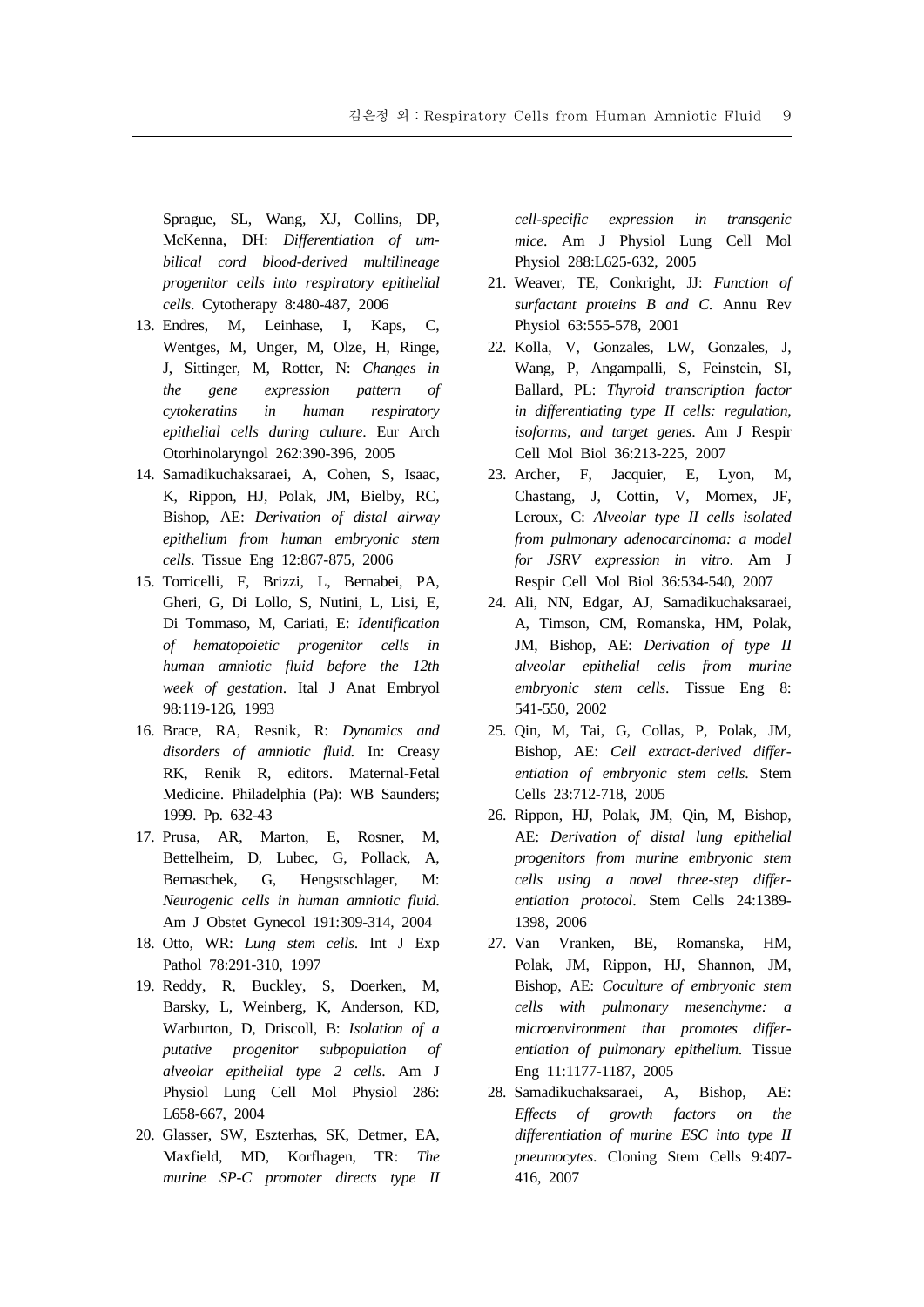Sprague, SL, Wang, XJ, Collins, DP, McKenna, DH: *Differentiation of umbilical cord blood-derived multilineage progenitor cells into respiratory epithelial cells*. Cytotherapy 8:480-487, 2006

13. Endres, M, Leinhase, I, Kaps, C, Wentges, M, Unger, M, Olze, H, Ringe, J, Sittinger, M, Rotter, N: *Changes in the gene expression pattern of cytokeratins in human respiratory epithelial cells during culture*. Eur Arch Otorhinolaryngol 262:390-396, 2005
14. Samadikuchaksaraei, A, Cohen, S, Isaac, K, Rippon, HJ, Polak, JM, Bielby, RC, Bishop, AE: *Derivation of distal airway epithelium from human embryonic stem cells*. Tissue Eng 12:867-875, 2006
15. Torricelli, F, Brizzi, L, Bernabei, PA, Gheri, G, Di Lollo, S, Nutini, L, Lisi, E, Di Tommaso, M, Cariati, E: *Identification of hematopoietic progenitor cells in human amniotic fluid before the 12th week of gestation*. Ital J Anat Embryol 98:119-126, 1993
16. Brace, RA, Resnik, R: *Dynamics and disorders of amniotic fluid.* In: Creasy RK, Renik R, editors. Maternal-Fetal Medicine. Philadelphia (Pa): WB Saunders; 1999. Pp. 632-43
17. Prusa, AR, Marton, E, Rosner, M, Bettelheim, D, Lubec, G, Pollack, A, Bernaschek, G, Hengstschlager, M: *Neurogenic cells in human amniotic fluid.* Am J Obstet Gynecol 191:309-314, 2004
18. Otto, WR: *Lung stem cells*. Int J Exp Pathol 78:291-310, 1997
19. Reddy, R, Buckley, S, Doerken, M, Barsky, L, Weinberg, K, Anderson, KD, Warburton, D, Driscoll, B: *Isolation of a putative progenitor subpopulation of alveolar epithelial type 2 cells*. Am J Physiol Lung Cell Mol Physiol 286: L658-667, 2004
20. Glasser, SW, Eszterhas, SK, Detmer, EA, Maxfield, MD, Korfhagen, TR: *The murine SP-C promoter directs type II cell-specific expression in transgenic mice*. Am J Physiol Lung Cell Mol Physiol 288:L625-632, 2005
21. Weaver, TE, Conkright, JJ: *Function of surfactant proteins B and C*. Annu Rev Physiol 63:555-578, 2001
22. Kolla, V, Gonzales, LW, Gonzales, J, Wang, P, Angampalli, S, Feinstein, SI, Ballard, PL: *Thyroid transcription factor in differentiating type II cells: regulation, isoforms, and target genes*. Am J Respir Cell Mol Biol 36:213-225, 2007
23. Archer, F, Jacquier, E, Lyon, M, Chastang, J, Cottin, V, Mornex, JF, Leroux, C: *Alveolar type II cells isolated from pulmonary adenocarcinoma: a model for JSRV expression in vitro*. Am J Respir Cell Mol Biol 36:534-540, 2007
24. Ali, NN, Edgar, AJ, Samadikuchaksaraei, A, Timson, CM, Romanska, HM, Polak, JM, Bishop, AE: *Derivation of type II alveolar epithelial cells from murine embryonic stem cells*. Tissue Eng 8: 541-550, 2002
25. Qin, M, Tai, G, Collas, P, Polak, JM, Bishop, AE: *Cell extract-derived differentiation of embryonic stem cells*. Stem Cells 23:712-718, 2005
26. Rippon, HJ, Polak, JM, Qin, M, Bishop, AE: *Derivation of distal lung epithelial progenitors from murine embryonic stem cells using a novel three-step differentiation protocol*. Stem Cells 24:1389-1398, 2006
27. Van Vranken, BE, Romanska, HM, Polak, JM, Rippon, HJ, Shannon, JM, Bishop, AE: *Coculture of embryonic stem cells with pulmonary mesenchyme: a microenvironment that promotes differentiation of pulmonary epithelium*. Tissue Eng 11:1177-1187, 2005
28. Samadikuchaksaraei, A, Bishop, AE: *Effects of growth factors on the differentiation of murine ESC into type II pneumocytes*. Cloning Stem Cells 9:407-416, 2007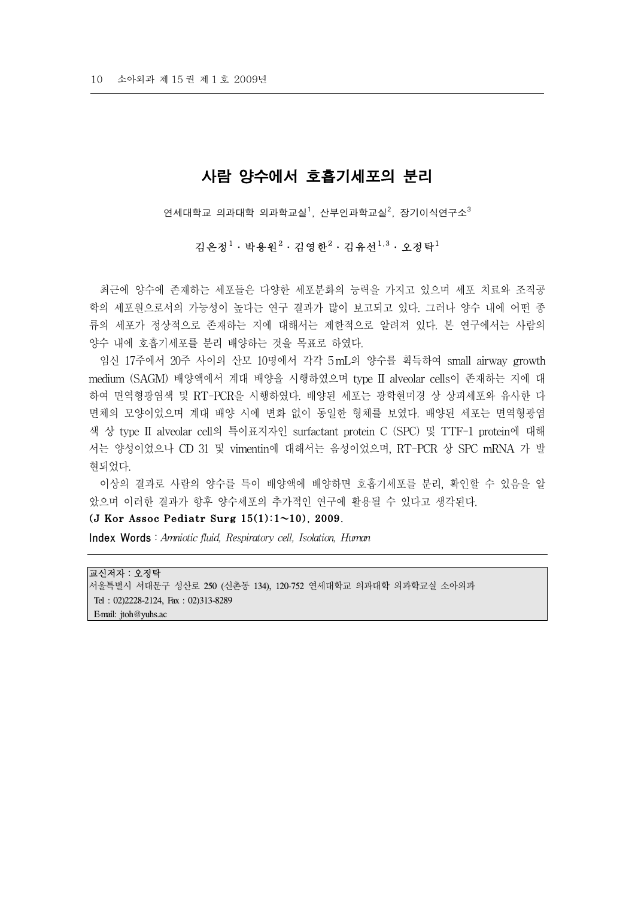# 사람 양수에서 호흡기세포의 분리

연세대학교 의과대학 외과학교실[1], 산부인과학교실[2], 장기이식연구소[3]

김은정[1] · 박용원[2] · 김영한[2] · 김유선[1,3] · 오정탁[1]

최근에 양수에 존재하는 세포들은 다양한 세포분화의 능력을 가지고 있으며 세포 치료와 조직공학의 세포원으로서의 가능성이 높다는 연구 결과가 많이 보고되고 있다. 그러나 양수 내에 어떤 종류의 세포가 정상적으로 존재하는 지에 대해서는 제한적으로 알려져 있다. 본 연구에서는 사람의 양수 내에 호흡기세포를 분리 배양하는 것을 목표로 하였다.

임신 17주에서 20주 사이의 산모 10명에서 각각 5 mL의 양수를 획득하여 small airway growth medium (SAGM) 배양액에서 계대 배양을 시행하였으며 type II alveolar cells이 존재하는 지에 대하여 면역형광염색 및 RT-PCR을 시행하였다. 배양된 세포는 광학현미경 상 상피세포와 유사한 다면체의 모양이었으며 계대 배양 시에 변화 없이 동일한 형체를 보였다. 배양된 세포는 면역형광염색 상 type II alveolar cell의 특이표지자인 surfactant protein C (SPC) 및 TTF-1 protein에 대해서는 양성이었으나 CD 31 및 vimentin에 대해서는 음성이었으며, RT-PCR 상 SPC mRNA 가 발현되었다.

이상의 결과로 사람의 양수를 특이 배양액에 배양하면 호흡기세포를 분리, 확인할 수 있음을 알았으며 이러한 결과가 향후 양수세포의 추가적인 연구에 활용될 수 있다고 생각된다.

**(J Kor Assoc Pediatr Surg 15(1):1~10), 2009.**

**Index Words** : *Amniotic fluid, Respiratory cell, Isolation, Human*

---

**교신저자 : 오정탁**
서울특별시 서대문구 성산로 250 (신촌동 134), 120-752 연세대학교 의과대학 외과학교실 소아외과
Tel : 02)2228-2124, Fax : 02)313-8289
E-mail: jtoh@yuhs.ac